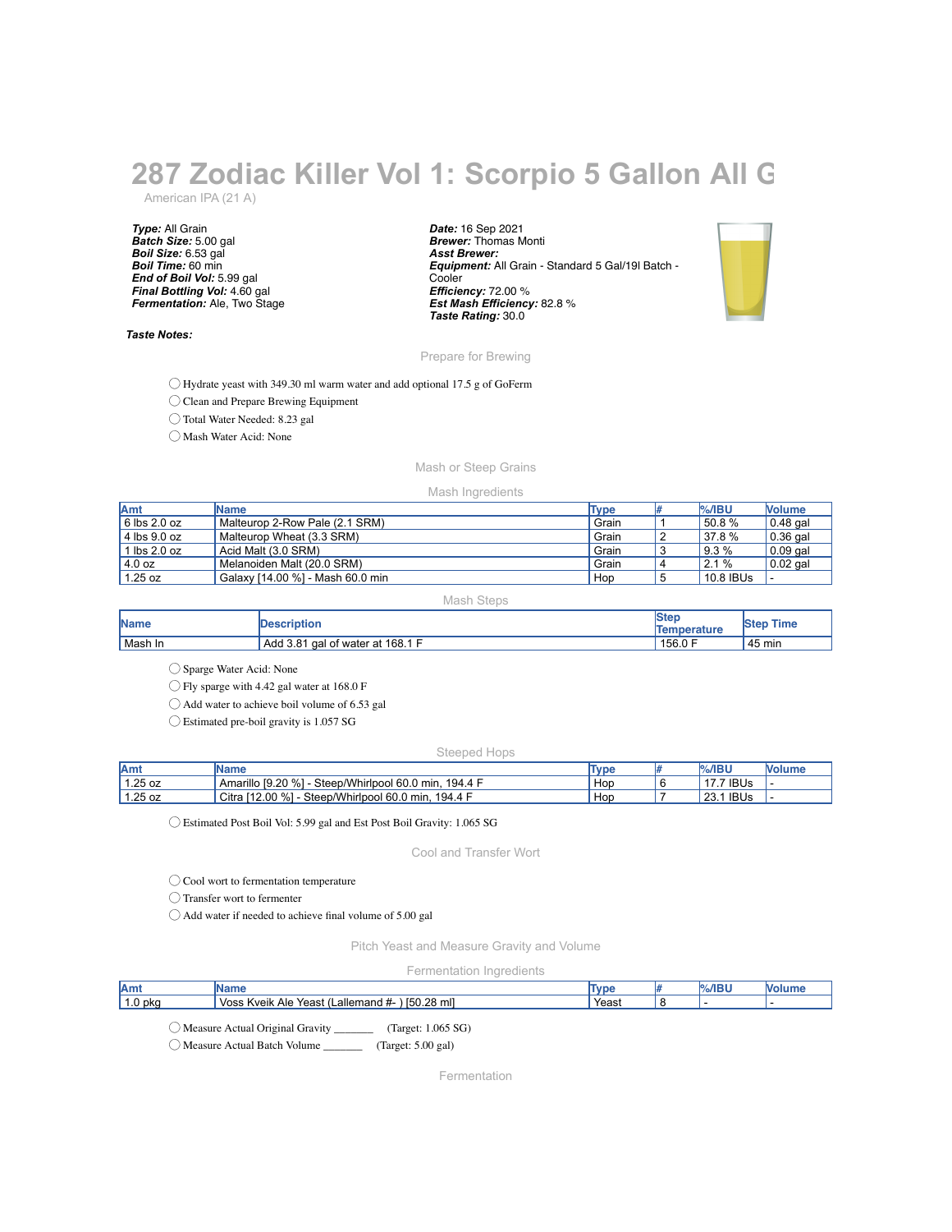# 287 Zodiac Killer Vol 1: Scorpio 5 Gallon All G

American IPA (21 A)

***Type:*** All Grain
***Batch Size:*** 5.00 gal
***Boil Size:*** 6.53 gal
***Boil Time:*** 60 min
***End of Boil Vol:*** 5.99 gal
***Final Bottling Vol:*** 4.60 gal
***Fermentation:*** Ale, Two Stage

***Date:*** 16 Sep 2021
***Brewer:*** Thomas Monti
***Asst Brewer:***
***Equipment:*** All Grain - Standard 5 Gal/19l Batch - Cooler
***Efficiency:*** 72.00 %
***Est Mash Efficiency:*** 82.8 %
***Taste Rating:*** 30.0

***Taste Notes:***

## Prepare for Brewing

- ◯ Hydrate yeast with 349.30 ml warm water and add optional 17.5 g of GoFerm
- ◯ Clean and Prepare Brewing Equipment
- ◯ Total Water Needed: 8.23 gal
- ◯ Mash Water Acid: None

## Mash or Steep Grains

### Mash Ingredients

| Amt | Name | Type | # | %/IBU | Volume |
|---|---|---|---|---|---|
| 6 lbs 2.0 oz | Malteurop 2-Row Pale (2.1 SRM) | Grain | 1 | 50.8 % | 0.48 gal |
| 4 lbs 9.0 oz | Malteurop Wheat (3.3 SRM) | Grain | 2 | 37.8 % | 0.36 gal |
| 1 lbs 2.0 oz | Acid Malt (3.0 SRM) | Grain | 3 | 9.3 % | 0.09 gal |
| 4.0 oz | Melanoiden Malt (20.0 SRM) | Grain | 4 | 2.1 % | 0.02 gal |
| 1.25 oz | Galaxy [14.00 %] - Mash 60.0 min | Hop | 5 | 10.8 IBUs | - |

### Mash Steps

| Name | Description | Step Temperature | Step Time |
|---|---|---|---|
| Mash In | Add 3.81 gal of water at 168.1 F | 156.0 F | 45 min |

- ◯ Sparge Water Acid: None
- ◯ Fly sparge with 4.42 gal water at 168.0 F
- ◯ Add water to achieve boil volume of 6.53 gal
- ◯ Estimated pre-boil gravity is 1.057 SG

### Steeped Hops

| Amt | Name | Type | # | %/IBU | Volume |
|---|---|---|---|---|---|
| 1.25 oz | Amarillo [9.20 %] - Steep/Whirlpool 60.0 min, 194.4 F | Hop | 6 | 17.7 IBUs | - |
| 1.25 oz | Citra [12.00 %] - Steep/Whirlpool 60.0 min, 194.4 F | Hop | 7 | 23.1 IBUs | - |

- ◯ Estimated Post Boil Vol: 5.99 gal and Est Post Boil Gravity: 1.065 SG

## Cool and Transfer Wort

- ◯ Cool wort to fermentation temperature
- ◯ Transfer wort to fermenter
- ◯ Add water if needed to achieve final volume of 5.00 gal

## Pitch Yeast and Measure Gravity and Volume

### Fermentation Ingredients

| Amt | Name | Type | # | %/IBU | Volume |
|---|---|---|---|---|---|
| 1.0 pkg | Voss Kveik Ale Yeast (Lallemand #- ) [50.28 ml] | Yeast | 8 | - | - |

- ◯ Measure Actual Original Gravity _______ (Target: 1.065 SG)
- ◯ Measure Actual Batch Volume _______ (Target: 5.00 gal)

## Fermentation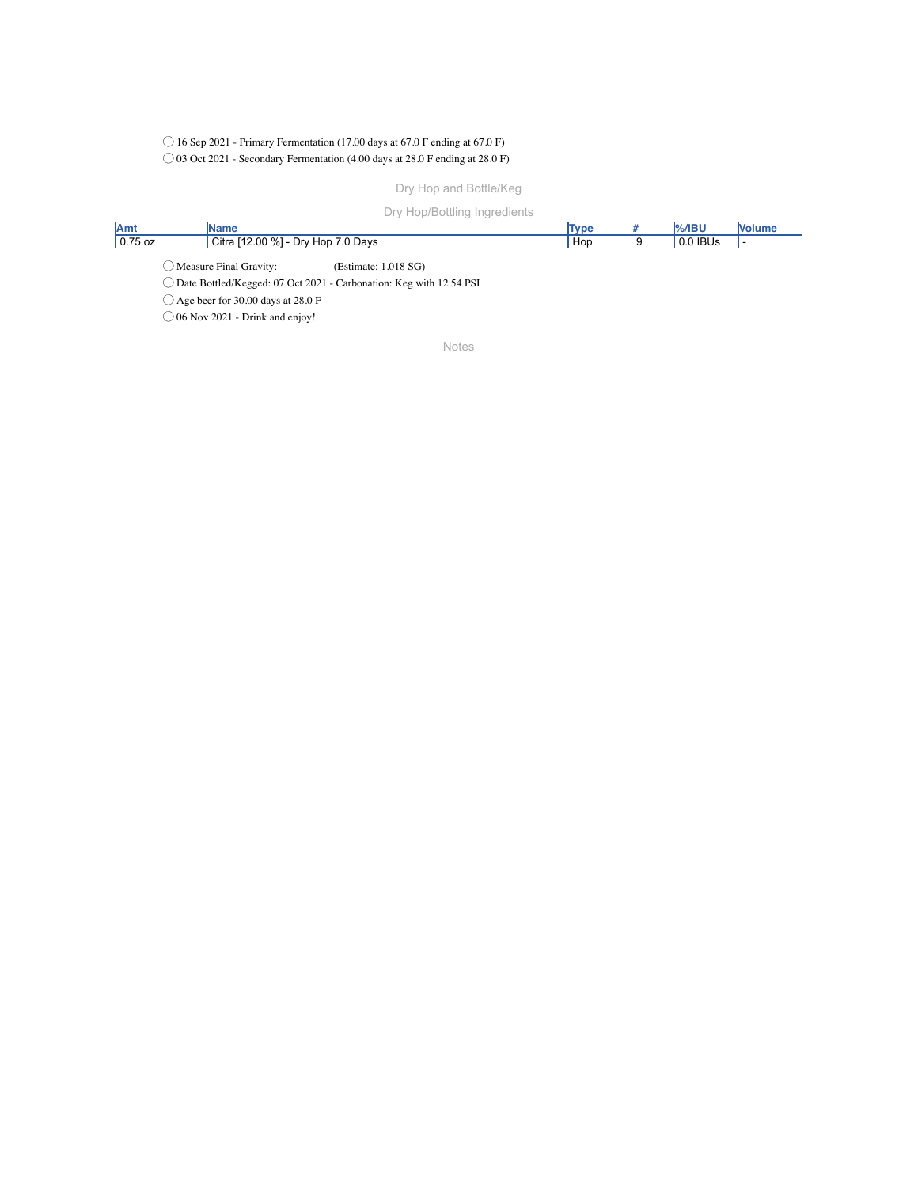◯ 16 Sep 2021 - Primary Fermentation (17.00 days at 67.0 F ending at 67.0 F)

◯ 03 Oct 2021 - Secondary Fermentation (4.00 days at 28.0 F ending at 28.0 F)

### Dry Hop and Bottle/Keg

#### Dry Hop/Bottling Ingredients

| Amt | Name | Type | # | %/IBU | Volume |
| --- | --- | --- | --- | --- | --- |
| 0.75 oz | Citra [12.00 %] - Dry Hop 7.0 Days | Hop | 9 | 0.0 IBUs | - |

◯ Measure Final Gravity: _________ (Estimate: 1.018 SG)

◯ Date Bottled/Kegged: 07 Oct 2021 - Carbonation: Keg with 12.54 PSI

◯ Age beer for 30.00 days at 28.0 F

◯ 06 Nov 2021 - Drink and enjoy!

### Notes